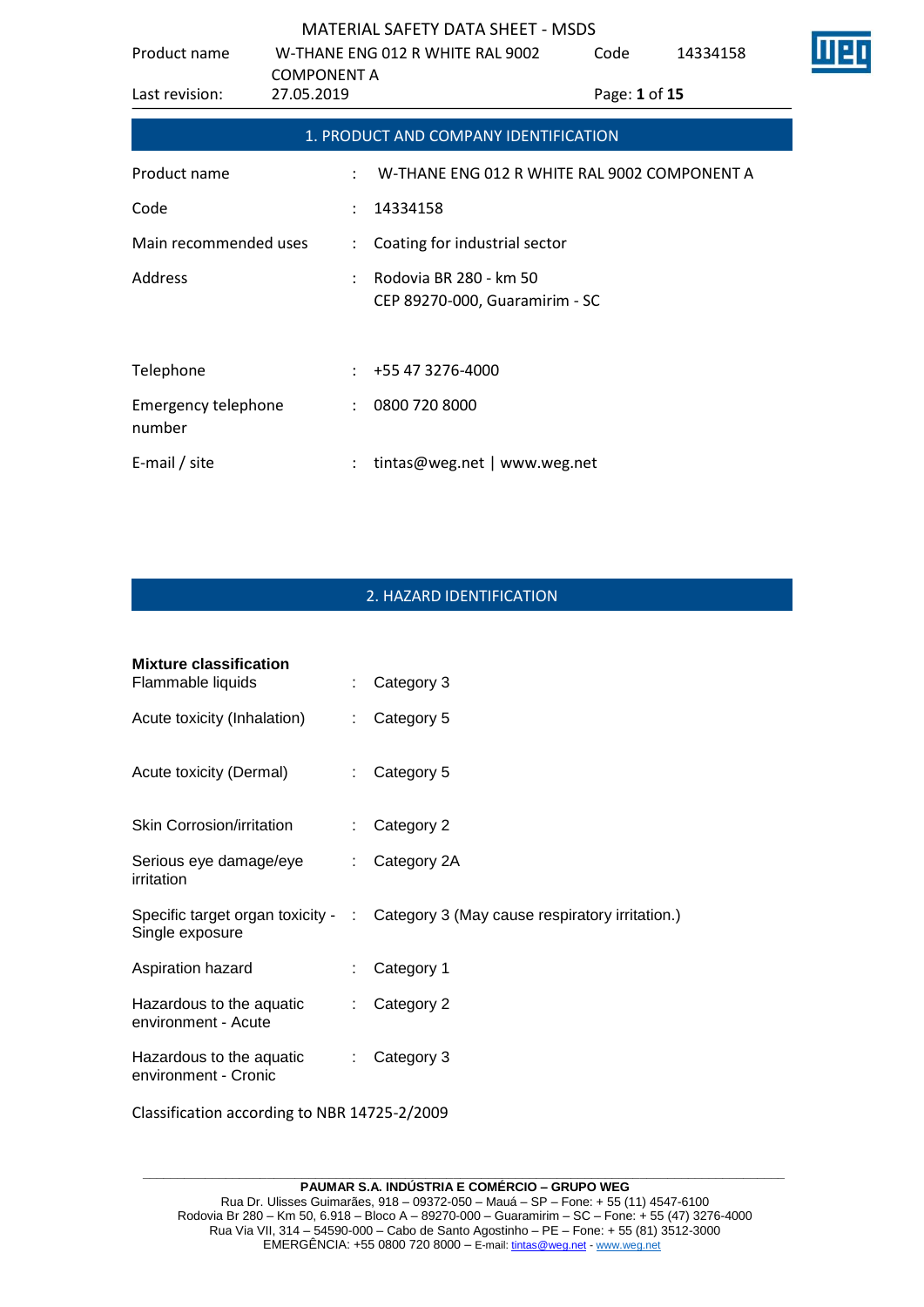## 1. PRODUCT AND COMPANY IDENTIFICATION

| | | |
|---|---|---|
| Product name | : | W-THANE ENG 012 R WHITE RAL 9002 COMPONENT A |
| Code | : | 14334158 |
| Main recommended uses | : | Coating for industrial sector |
| Address | : | Rodovia BR 280 - km 50<br>CEP 89270-000, Guaramirim - SC |
| Telephone | : | +55 47 3276-4000 |
| Emergency telephone number | : | 0800 720 8000 |
| E-mail / site | : | tintas@weg.net \| www.weg.net |

## 2. HAZARD IDENTIFICATION

**Mixture classification**

| | | |
|---|---|---|
| Flammable liquids | : | Category 3 |
| Acute toxicity (Inhalation) | : | Category 5 |
| Acute toxicity (Dermal) | : | Category 5 |
| Skin Corrosion/irritation | : | Category 2 |
| Serious eye damage/eye irritation | : | Category 2A |
| Specific target organ toxicity - Single exposure | : | Category 3 (May cause respiratory irritation.) |
| Aspiration hazard | : | Category 1 |
| Hazardous to the aquatic environment - Acute | : | Category 2 |
| Hazardous to the aquatic environment - Cronic | : | Category 3 |

Classification according to NBR 14725-2/2009

**PAUMAR S.A. INDÚSTRIA E COMÉRCIO – GRUPO WEG**
Rua Dr. Ulisses Guimarães, 918 – 09372-050 – Mauá – SP – Fone: + 55 (11) 4547-6100
Rodovia Br 280 – Km 50, 6.918 – Bloco A – 89270-000 – Guaramirim – SC – Fone: + 55 (47) 3276-4000
Rua Via VII, 314 – 54590-000 – Cabo de Santo Agostinho – PE – Fone: + 55 (81) 3512-3000
EMERGÊNCIA: +55 0800 720 8000 – E-mail: tintas@weg.net - www.weg.net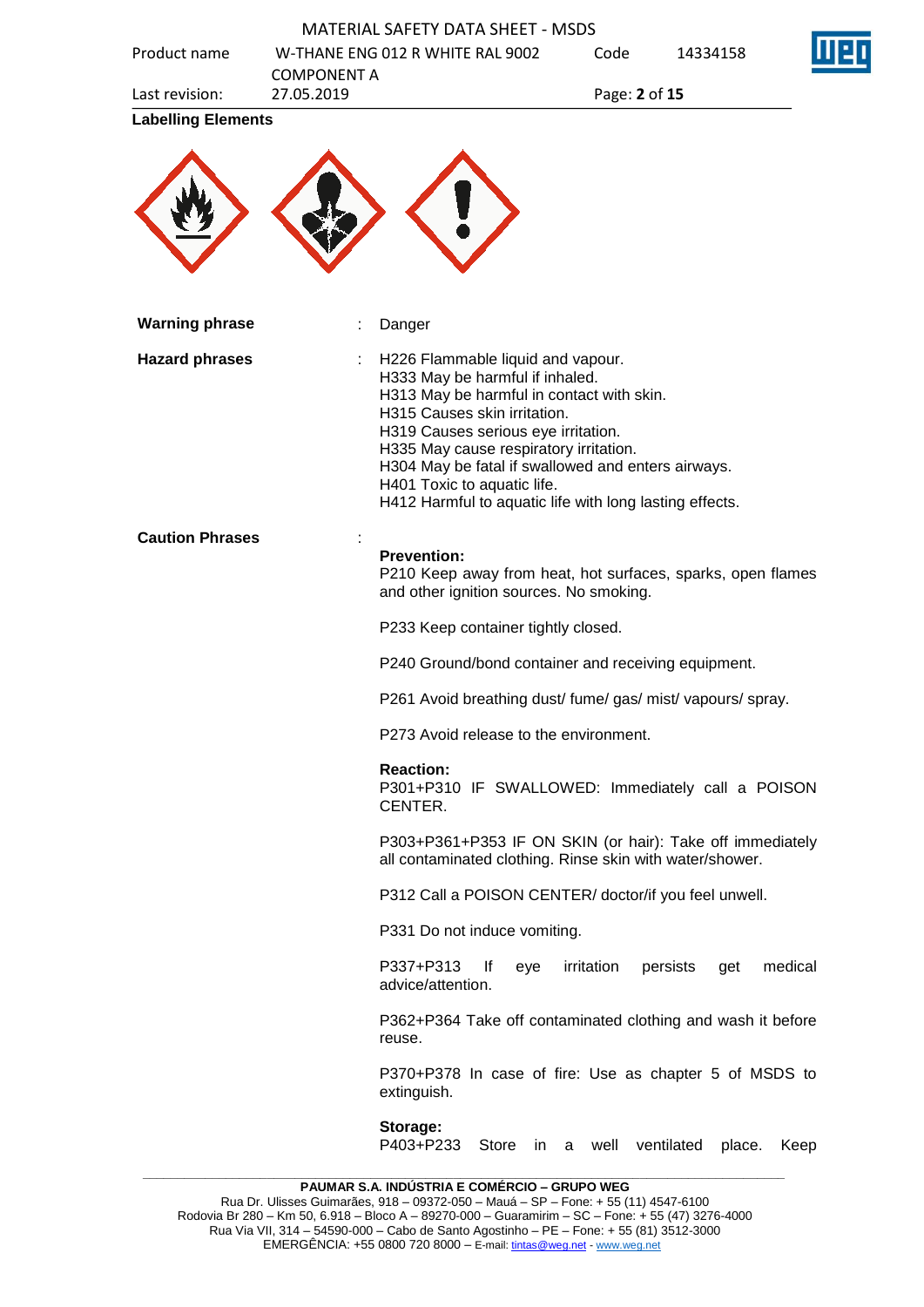**Labelling Elements**

| | | |
|---|---|---|
| **Warning phrase** | : | Danger |
| **Hazard phrases** | : | H226 Flammable liquid and vapour.<br>H333 May be harmful if inhaled.<br>H313 May be harmful in contact with skin.<br>H315 Causes skin irritation.<br>H319 Causes serious eye irritation.<br>H335 May cause respiratory irritation.<br>H304 May be fatal if swallowed and enters airways.<br>H401 Toxic to aquatic life.<br>H412 Harmful to aquatic life with long lasting effects. |
| **Caution Phrases** | : | |

**Prevention:**
P210 Keep away from heat, hot surfaces, sparks, open flames and other ignition sources. No smoking.

P233 Keep container tightly closed.

P240 Ground/bond container and receiving equipment.

P261 Avoid breathing dust/ fume/ gas/ mist/ vapours/ spray.

P273 Avoid release to the environment.

**Reaction:**
P301+P310 IF SWALLOWED: Immediately call a POISON CENTER.

P303+P361+P353 IF ON SKIN (or hair): Take off immediately all contaminated clothing. Rinse skin with water/shower.

P312 Call a POISON CENTER/ doctor/if you feel unwell.

P331 Do not induce vomiting.

P337+P313 If eye irritation persists get medical advice/attention.

P362+P364 Take off contaminated clothing and wash it before reuse.

P370+P378 In case of fire: Use as chapter 5 of MSDS to extinguish.

**Storage:**
P403+P233 Store in a well ventilated place. Keep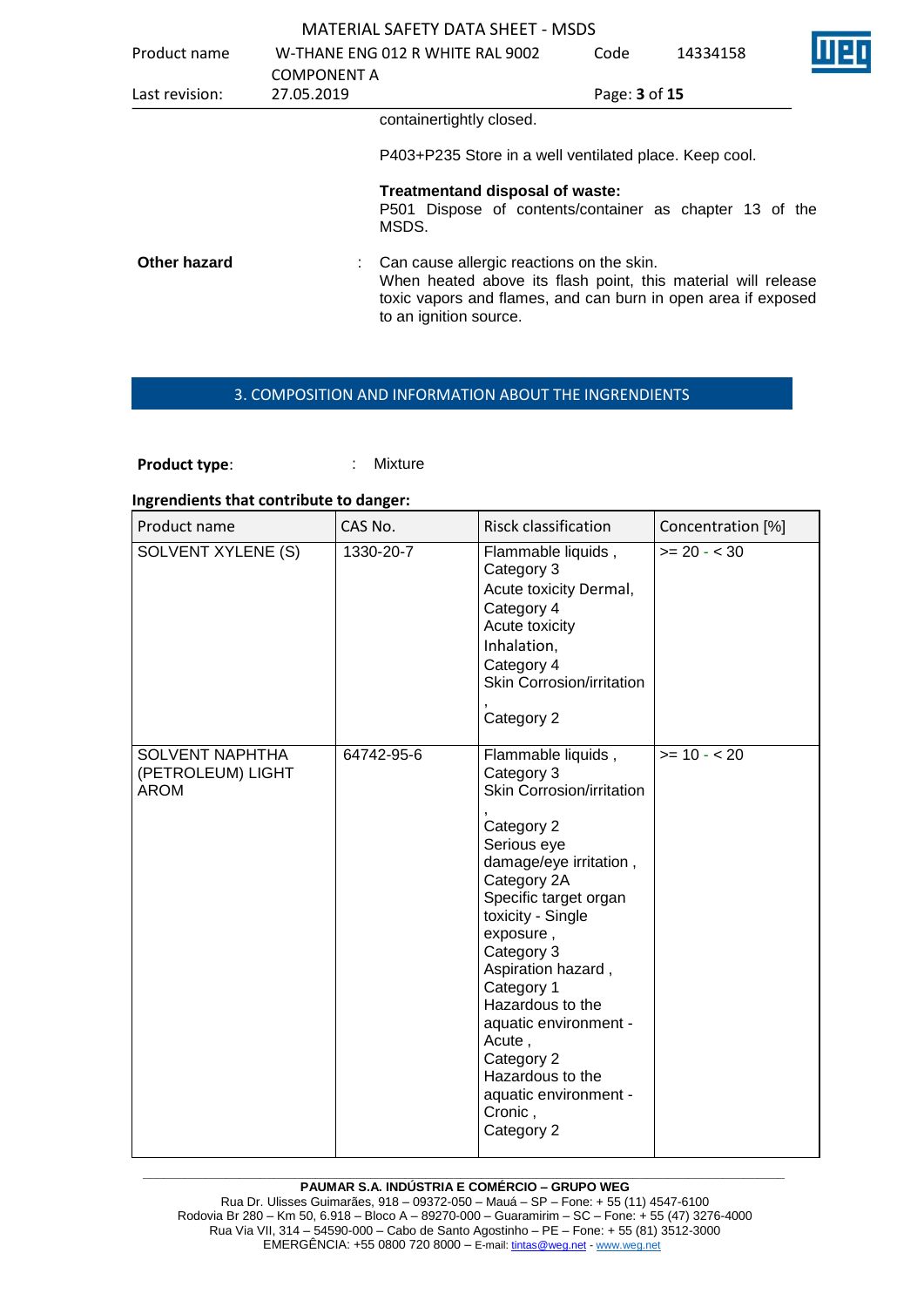containertightly closed.

P403+P235 Store in a well ventilated place. Keep cool.

**Treatmentand disposal of waste:**
P501 Dispose of contents/container as chapter 13 of the MSDS.

**Other hazard** : Can cause allergic reactions on the skin.
When heated above its flash point, this material will release toxic vapors and flames, and can burn in open area if exposed to an ignition source.

## 3. COMPOSITION AND INFORMATION ABOUT THE INGRENDIENTS

**Product type**: : Mixture

**Ingrendients that contribute to danger:**

| Product name | CAS No. | Risck classification | Concentration [%] |
|---|---|---|---|
| SOLVENT XYLENE (S) | 1330-20-7 | Flammable liquids , Category 3<br>Acute toxicity Dermal, Category 4<br>Acute toxicity Inhalation, Category 4<br>Skin Corrosion/irritation , Category 2 | >= 20 - < 30 |
| SOLVENT NAPHTHA (PETROLEUM) LIGHT AROM | 64742-95-6 | Flammable liquids , Category 3<br>Skin Corrosion/irritation , Category 2<br>Serious eye damage/eye irritation , Category 2A<br>Specific target organ toxicity - Single exposure , Category 3<br>Aspiration hazard , Category 1<br>Hazardous to the aquatic environment - Acute , Category 2<br>Hazardous to the aquatic environment - Cronic , Category 2 | >= 10 - < 20 |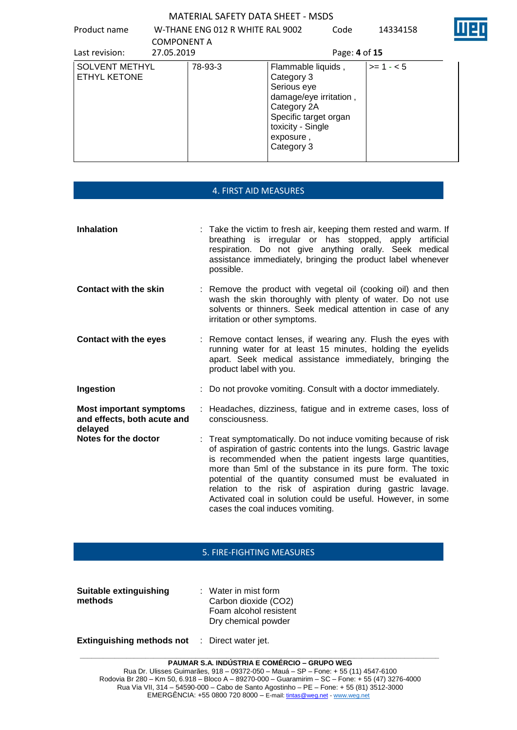| SOLVENT METHYL ETHYL KETONE | 78-93-3 | Flammable liquids , Category 3 Serious eye damage/eye irritation , Category 2A Specific target organ toxicity - Single exposure , Category 3 | >= 1 - < 5 |
|---|---|---|---|

## 4. FIRST AID MEASURES

**Inhalation** : Take the victim to fresh air, keeping them rested and warm. If breathing is irregular or has stopped, apply artificial respiration. Do not give anything orally. Seek medical assistance immediately, bringing the product label whenever possible.

**Contact with the skin** : Remove the product with vegetal oil (cooking oil) and then wash the skin thoroughly with plenty of water. Do not use solvents or thinners. Seek medical attention in case of any irritation or other symptoms.

**Contact with the eyes** : Remove contact lenses, if wearing any. Flush the eyes with running water for at least 15 minutes, holding the eyelids apart. Seek medical assistance immediately, bringing the product label with you.

**Ingestion** : Do not provoke vomiting. Consult with a doctor immediately.

**Most important symptoms and effects, both acute and delayed** : Headaches, dizziness, fatigue and in extreme cases, loss of consciousness.

**Notes for the doctor** : Treat symptomatically. Do not induce vomiting because of risk of aspiration of gastric contents into the lungs. Gastric lavage is recommended when the patient ingests large quantities, more than 5ml of the substance in its pure form. The toxic potential of the quantity consumed must be evaluated in relation to the risk of aspiration during gastric lavage. Activated coal in solution could be useful. However, in some cases the coal induces vomiting.

## 5. FIRE-FIGHTING MEASURES

**Suitable extinguishing methods** : Water in mist form
Carbon dioxide ($CO_2$)
Foam alcohol resistent
Dry chemical powder

**Extinguishing methods not** : Direct water jet.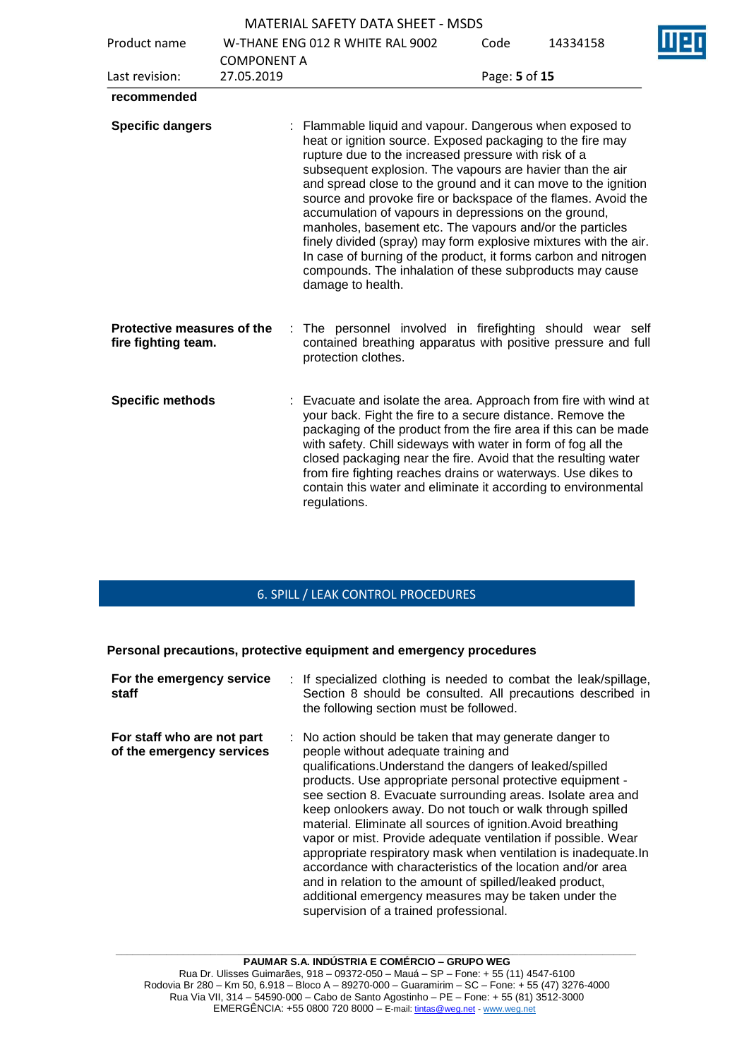**recommended**

**Specific dangers** : Flammable liquid and vapour. Dangerous when exposed to heat or ignition source. Exposed packaging to the fire may rupture due to the increased pressure with risk of a subsequent explosion. The vapours are havier than the air and spread close to the ground and it can move to the ignition source and provoke fire or backspace of the flames. Avoid the accumulation of vapours in depressions on the ground, manholes, basement etc. The vapours and/or the particles finely divided (spray) may form explosive mixtures with the air. In case of burning of the product, it forms carbon and nitrogen compounds. The inhalation of these subproducts may cause damage to health.

**Protective measures of the fire fighting team.** : The personnel involved in firefighting should wear self contained breathing apparatus with positive pressure and full protection clothes.

**Specific methods** : Evacuate and isolate the area. Approach from fire with wind at your back. Fight the fire to a secure distance. Remove the packaging of the product from the fire area if this can be made with safety. Chill sideways with water in form of fog all the closed packaging near the fire. Avoid that the resulting water from fire fighting reaches drains or waterways. Use dikes to contain this water and eliminate it according to environmental regulations.

## 6. SPILL / LEAK CONTROL PROCEDURES

**Personal precautions, protective equipment and emergency procedures**

**For the emergency service staff** : If specialized clothing is needed to combat the leak/spillage, Section 8 should be consulted. All precautions described in the following section must be followed.

**For staff who are not part of the emergency services** : No action should be taken that may generate danger to people without adequate training and qualifications.Understand the dangers of leaked/spilled products. Use appropriate personal protective equipment - see section 8. Evacuate surrounding areas. Isolate area and keep onlookers away. Do not touch or walk through spilled material. Eliminate all sources of ignition.Avoid breathing vapor or mist. Provide adequate ventilation if possible. Wear appropriate respiratory mask when ventilation is inadequate.In accordance with characteristics of the location and/or area and in relation to the amount of spilled/leaked product, additional emergency measures may be taken under the supervision of a trained professional.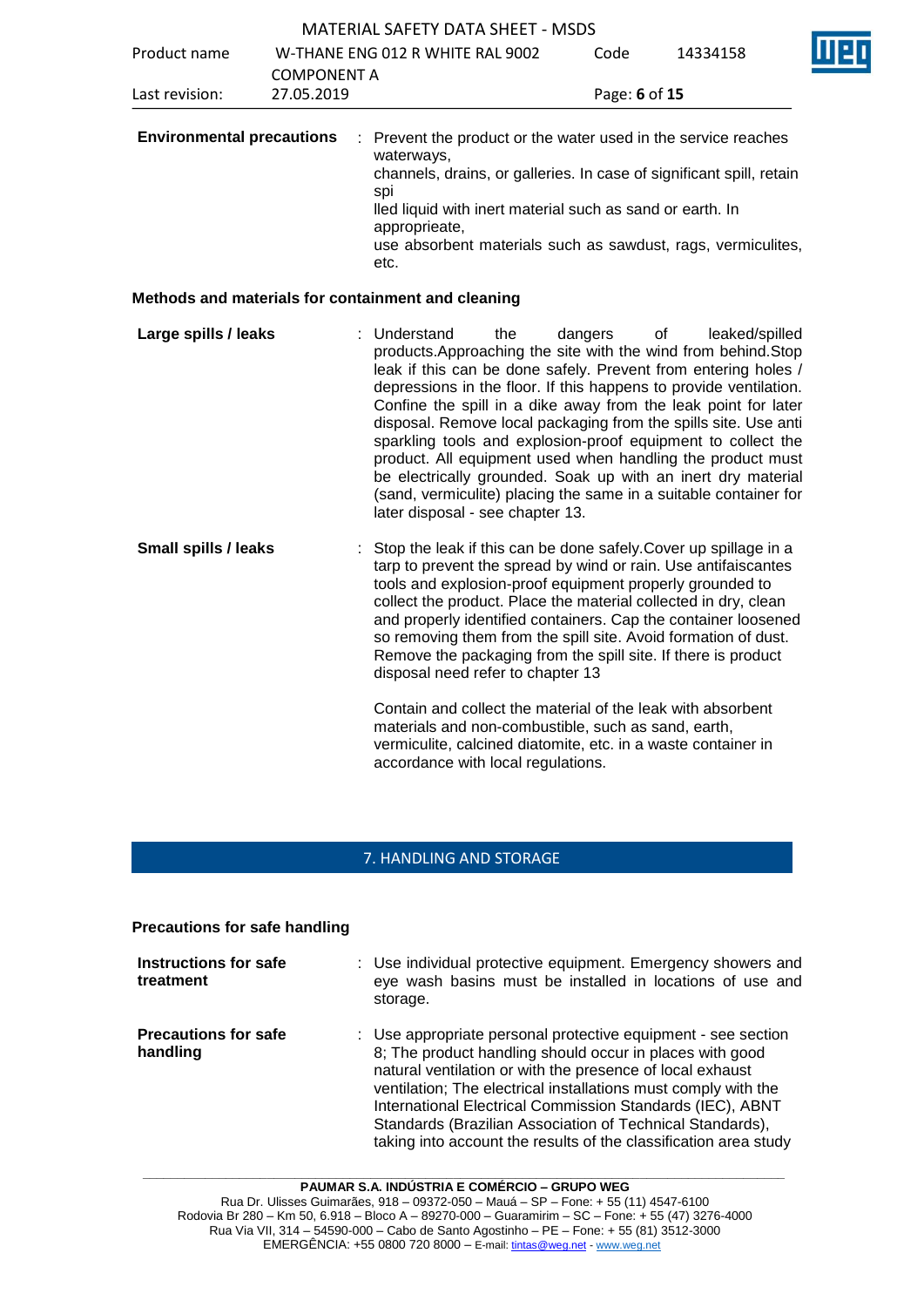**Environmental precautions** : Prevent the product or the water used in the service reaches waterways, channels, drains, or galleries. In case of significant spill, retain spi lled liquid with inert material such as sand or earth. In apropprieate, use absorbent materials such as sawdust, rags, vermiculites, etc.

**Methods and materials for containment and cleaning**

**Large spills / leaks** : Understand the dangers of leaked/spilled products.Approaching the site with the wind from behind.Stop leak if this can be done safely. Prevent from entering holes / depressions in the floor. If this happens to provide ventilation. Confine the spill in a dike away from the leak point for later disposal. Remove local packaging from the spills site. Use anti sparkling tools and explosion-proof equipment to collect the product. All equipment used when handling the product must be electrically grounded. Soak up with an inert dry material (sand, vermiculite) placing the same in a suitable container for later disposal - see chapter 13.

**Small spills / leaks** : Stop the leak if this can be done safely.Cover up spillage in a tarp to prevent the spread by wind or rain. Use antifaiscantes tools and explosion-proof equipment properly grounded to collect the product. Place the material collected in dry, clean and properly identified containers. Cap the container loosened so removing them from the spill site. Avoid formation of dust. Remove the packaging from the spill site. If there is product disposal need refer to chapter 13

Contain and collect the material of the leak with absorbent materials and non-combustible, such as sand, earth, vermiculite, calcined diatomite, etc. in a waste container in accordance with local regulations.

## 7. HANDLING AND STORAGE

**Precautions for safe handling**

**Instructions for safe treatment** : Use individual protective equipment. Emergency showers and eye wash basins must be installed in locations of use and storage.

**Precautions for safe handling** : Use appropriate personal protective equipment - see section 8; The product handling should occur in places with good natural ventilation or with the presence of local exhaust ventilation; The electrical installations must comply with the International Electrical Commission Standards (IEC), ABNT Standards (Brazilian Association of Technical Standards), taking into account the results of the classification area study

PAUMAR S.A. INDÚSTRIA E COMÉRCIO – GRUPO WEG
Rua Dr. Ulisses Guimarães, 918 – 09372-050 – Mauá – SP – Fone: + 55 (11) 4547-6100
Rodovia Br 280 – Km 50, 6.918 – Bloco A – 89270-000 – Guaramirim – SC – Fone: + 55 (47) 3276-4000
Rua Via VII, 314 – 54590-000 – Cabo de Santo Agostinho – PE – Fone: + 55 (81) 3512-3000
EMERGÊNCIA: +55 0800 720 8000 – E-mail: tintas@weg.net - www.weg.net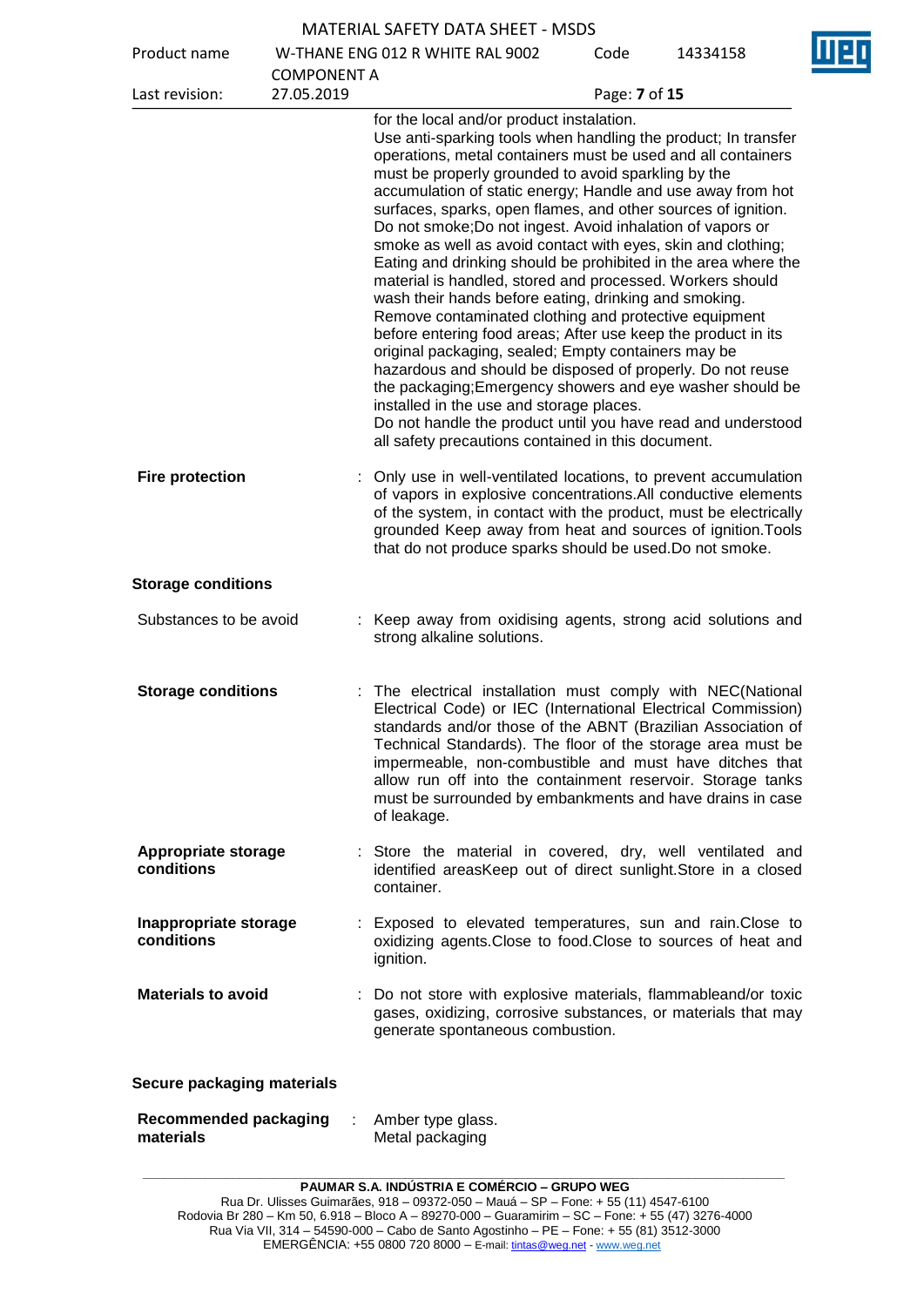for the local and/or product instalation.
Use anti-sparking tools when handling the product; In transfer operations, metal containers must be used and all containers must be properly grounded to avoid sparkling by the accumulation of static energy; Handle and use away from hot surfaces, sparks, open flames, and other sources of ignition. Do not smoke;Do not ingest. Avoid inhalation of vapors or smoke as well as avoid contact with eyes, skin and clothing; Eating and drinking should be prohibited in the area where the material is handled, stored and processed. Workers should wash their hands before eating, drinking and smoking. Remove contaminated clothing and protective equipment before entering food areas; After use keep the product in its original packaging, sealed; Empty containers may be hazardous and should be disposed of properly. Do not reuse the packaging;Emergency showers and eye washer should be installed in the use and storage places.
Do not handle the product until you have read and understood all safety precautions contained in this document.

**Fire protection** : Only use in well-ventilated locations, to prevent accumulation of vapors in explosive concentrations.All conductive elements of the system, in contact with the product, must be electrically grounded Keep away from heat and sources of ignition.Tools that do not produce sparks should be used.Do not smoke.

**Storage conditions**

Substances to be avoid : Keep away from oxidising agents, strong acid solutions and strong alkaline solutions.

**Storage conditions** : The electrical installation must comply with NEC(National Electrical Code) or IEC (International Electrical Commission) standards and/or those of the ABNT (Brazilian Association of Technical Standards). The floor of the storage area must be impermeable, non-combustible and must have ditches that allow run off into the containment reservoir. Storage tanks must be surrounded by embankments and have drains in case of leakage.

**Appropriate storage conditions** : Store the material in covered, dry, well ventilated and identified areasKeep out of direct sunlight.Store in a closed container.

**Inappropriate storage conditions** : Exposed to elevated temperatures, sun and rain.Close to oxidizing agents.Close to food.Close to sources of heat and ignition.

**Materials to avoid** : Do not store with explosive materials, flammableand/or toxic gases, oxidizing, corrosive substances, or materials that may generate spontaneous combustion.

**Secure packaging materials**

**Recommended packaging materials** : Amber type glass.
Metal packaging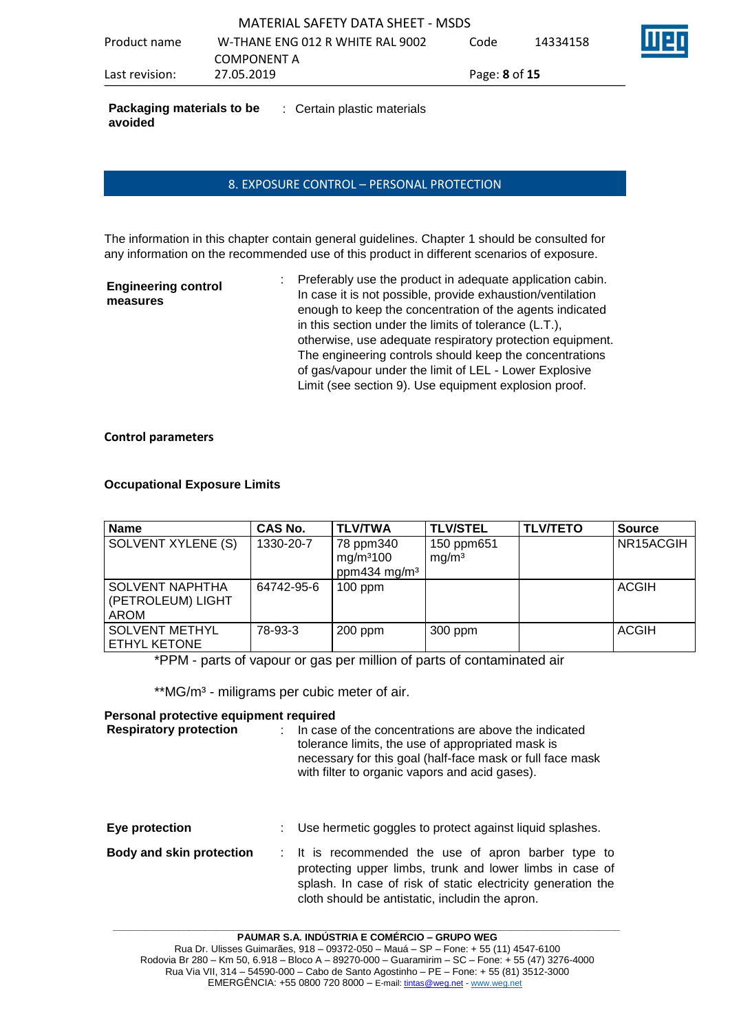**Packaging materials to be avoided** : Certain plastic materials

## 8. EXPOSURE CONTROL – PERSONAL PROTECTION

The information in this chapter contain general guidelines. Chapter 1 should be consulted for any information on the recommended use of this product in different scenarios of exposure.

**Engineering control measures** : Preferably use the product in adequate application cabin. In case it is not possible, provide exhaustion/ventilation enough to keep the concentration of the agents indicated in this section under the limits of tolerance (L.T.), otherwise, use adequate respiratory protection equipment. The engineering controls should keep the concentrations of gas/vapour under the limit of LEL - Lower Explosive Limit (see section 9). Use equipment explosion proof.

**Control parameters**

**Occupational Exposure Limits**

| Name | CAS No. | TLV/TWA | TLV/STEL | TLV/TETO | Source |
|---|---|---|---|---|---|
| SOLVENT XYLENE (S) | 1330-20-7 | 78 ppm340 mg/m³100 ppm434 mg/m³ | 150 ppm651 mg/m³ | | NR15ACGIH |
| SOLVENT NAPHTHA (PETROLEUM) LIGHT AROM | 64742-95-6 | 100 ppm | | | ACGIH |
| SOLVENT METHYL ETHYL KETONE | 78-93-3 | 200 ppm | 300 ppm | | ACGIH |

*PPM - parts of vapour or gas per million of parts of contaminated air

**MG/m³ - miligrams per cubic meter of air.

**Personal protective equipment required**

**Respiratory protection** : In case of the concentrations are above the indicated tolerance limits, the use of appropriated mask is necessary for this goal (half-face mask or full face mask with filter to organic vapors and acid gases).

**Eye protection** : Use hermetic goggles to protect against liquid splashes.

**Body and skin protection** : It is recommended the use of apron barber type to protecting upper limbs, trunk and lower limbs in case of splash. In case of risk of static electricity generation the cloth should be antistatic, includin the apron.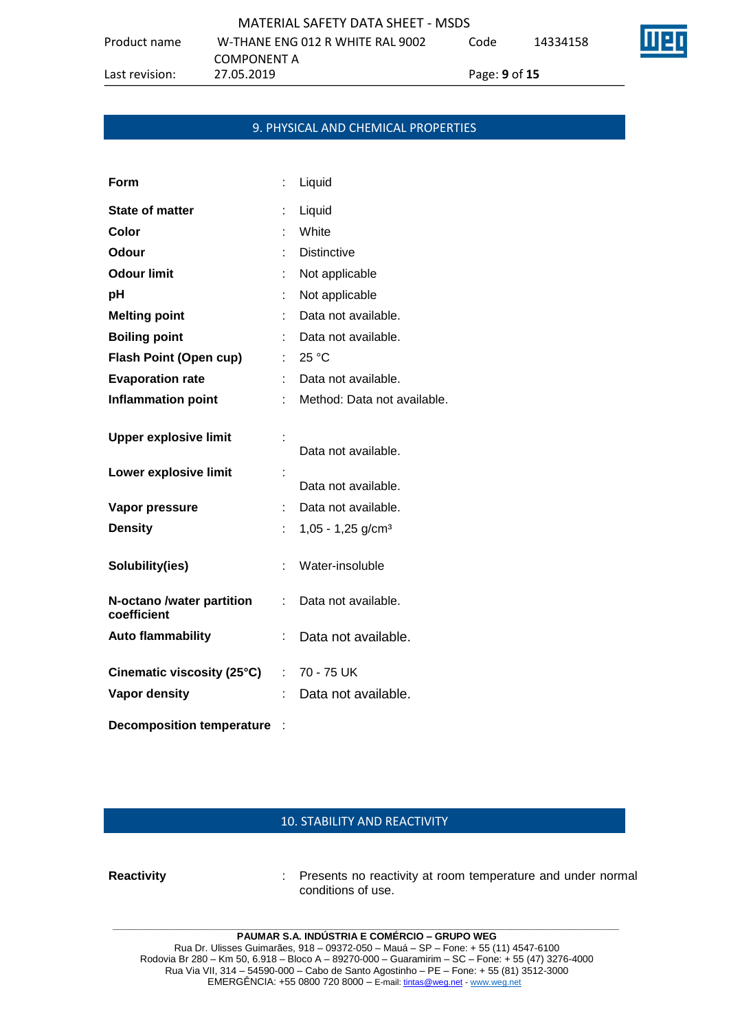## 9. PHYSICAL AND CHEMICAL PROPERTIES

| | | |
|---|---|---|
| **Form** | : | Liquid |
| **State of matter** | : | Liquid |
| **Color** | : | White |
| **Odour** | : | Distinctive |
| **Odour limit** | : | Not applicable |
| **pH** | : | Not applicable |
| **Melting point** | : | Data not available. |
| **Boiling point** | : | Data not available. |
| **Flash Point (Open cup)** | : | 25 °C |
| **Evaporation rate** | : | Data not available. |
| **Inflammation point** | : | Method: Data not available. |
| **Upper explosive limit** | : | Data not available. |
| **Lower explosive limit** | : | Data not available. |
| **Vapor pressure** | : | Data not available. |
| **Density** | : | 1,05 - 1,25 g/cm³ |
| **Solubility(ies)** | : | Water-insoluble |
| **N-octano /water partition coefficient** | : | Data not available. |
| **Auto flammability** | : | Data not available. |
| **Cinematic viscosity (25°C)** | : | 70 - 75 UK |
| **Vapor density** | : | Data not available. |
| **Decomposition temperature** | : | |

## 10. STABILITY AND REACTIVITY

| | | |
|---|---|---|
| **Reactivity** | : | Presents no reactivity at room temperature and under normal conditions of use. |

**PAUMAR S.A. INDÚSTRIA E COMÉRCIO – GRUPO WEG**
Rua Dr. Ulisses Guimarães, 918 – 09372-050 – Mauá – SP – Fone: + 55 (11) 4547-6100
Rodovia Br 280 – Km 50, 6.918 – Bloco A – 89270-000 – Guaramirim – SC – Fone: + 55 (47) 3276-4000
Rua Via VII, 314 – 54590-000 – Cabo de Santo Agostinho – PE – Fone: + 55 (81) 3512-3000
EMERGÊNCIA: +55 0800 720 8000 – E-mail: tintas@weg.net - www.weg.net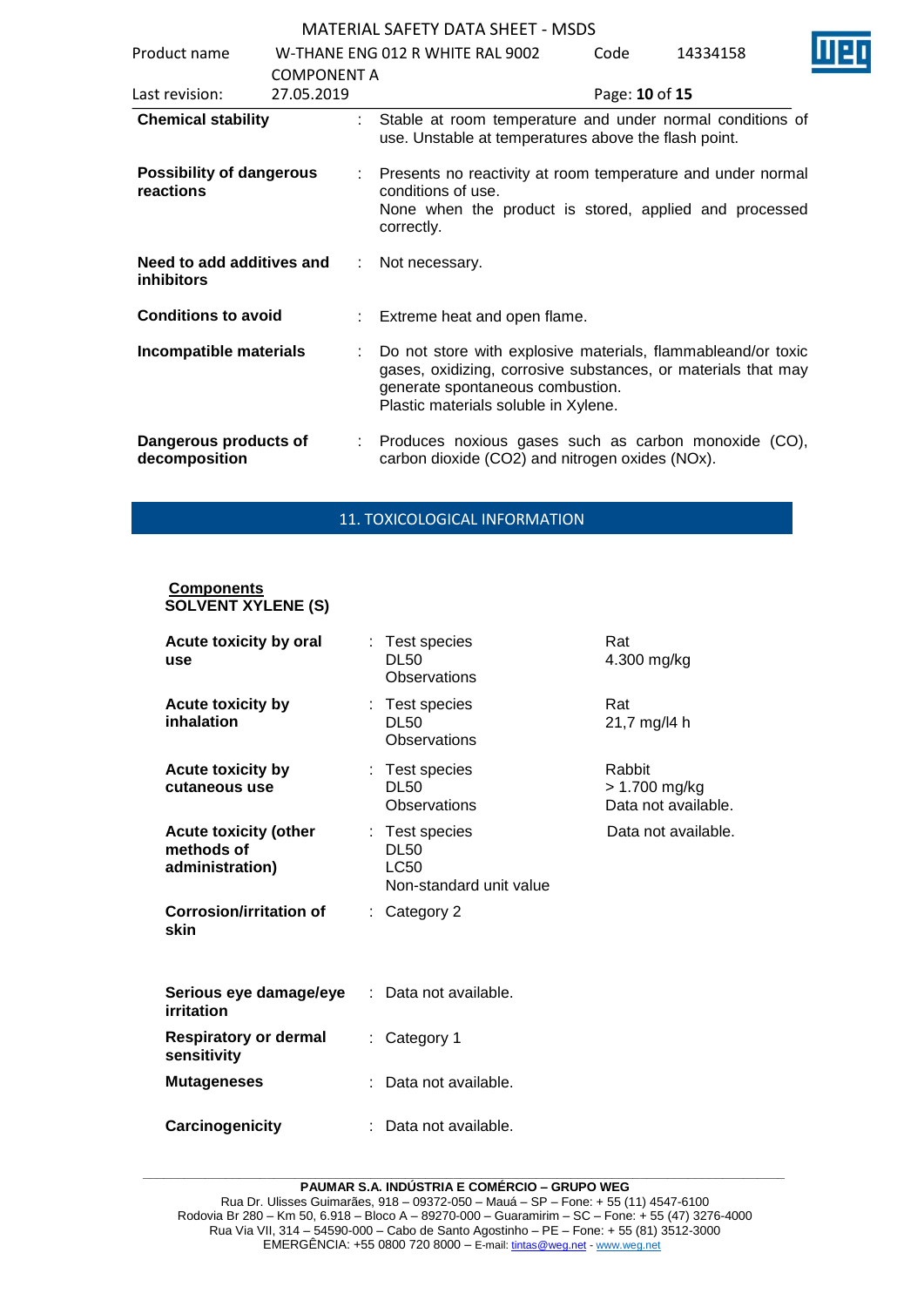| | | |
|---|---|---|
| **Chemical stability** | : | Stable at room temperature and under normal conditions of use. Unstable at temperatures above the flash point. |
| **Possibility of dangerous reactions** | : | Presents no reactivity at room temperature and under normal conditions of use. None when the product is stored, applied and processed correctly. |
| **Need to add additives and inhibitors** | : | Not necessary. |
| **Conditions to avoid** | : | Extreme heat and open flame. |
| **Incompatible materials** | : | Do not store with explosive materials, flammableand/or toxic gases, oxidizing, corrosive substances, or materials that may generate spontaneous combustion. Plastic materials soluble in Xylene. |
| **Dangerous products of decomposition** | : | Produces noxious gases such as carbon monoxide (CO), carbon dioxide ($CO_2$) and nitrogen oxides (NOx). |

## 11. TOXICOLOGICAL INFORMATION

**Components**
**SOLVENT XYLENE (S)**

| | | | |
|---|---|---|---|
| **Acute toxicity by oral use** | : | Test species<br>DL50<br>Observations | Rat<br>4.300 mg/kg |
| **Acute toxicity by inhalation** | : | Test species<br>DL50<br>Observations | Rat<br>21,7 mg/l4 h |
| **Acute toxicity by cutaneous use** | : | Test species<br>DL50<br>Observations | Rabbit<br>> 1.700 mg/kg<br>Data not available. |
| **Acute toxicity (other methods of administration)** | : | Test species<br>DL50<br>LC50<br>Non-standard unit value | Data not available. |
| **Corrosion/irritation of skin** | : | Category 2 | |
| **Serious eye damage/eye irritation** | : | Data not available. | |
| **Respiratory or dermal sensitivity** | : | Category 1 | |
| **Mutageneses** | : | Data not available. | |
| **Carcinogenicity** | : | Data not available. | |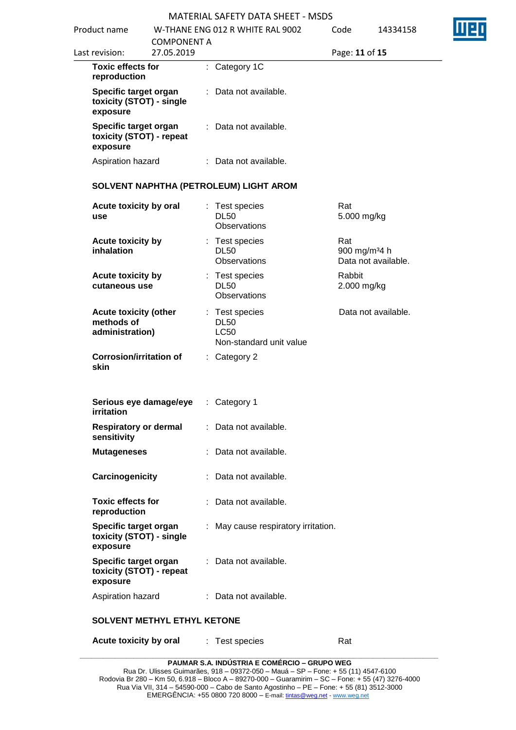| | | | |
|---|---|---|---|
| **Toxic effects for reproduction** | : | Category 1C | |
| **Specific target organ toxicity (STOT) - single exposure** | : | Data not available. | |
| **Specific target organ toxicity (STOT) - repeat exposure** | : | Data not available. | |
| Aspiration hazard | : | Data not available. | |

### SOLVENT NAPHTHA (PETROLEUM) LIGHT AROM

| | | | |
|---|---|---|---|
| **Acute toxicity by oral use** | : | Test species<br>DL50<br>Observations | Rat<br>5.000 mg/kg |
| **Acute toxicity by inhalation** | : | Test species<br>DL50<br>Observations | Rat<br>900 mg/m³4 h<br>Data not available. |
| **Acute toxicity by cutaneous use** | : | Test species<br>DL50<br>Observations | Rabbit<br>2.000 mg/kg |
| **Acute toxicity (other methods of administration)** | : | Test species<br>DL50<br>LC50<br>Non-standard unit value | Data not available. |
| **Corrosion/irritation of skin** | : | Category 2 | |
| **Serious eye damage/eye irritation** | : | Category 1 | |
| **Respiratory or dermal sensitivity** | : | Data not available. | |
| **Mutageneses** | : | Data not available. | |
| **Carcinogenicity** | : | Data not available. | |
| **Toxic effects for reproduction** | : | Data not available. | |
| **Specific target organ toxicity (STOT) - single exposure** | : | May cause respiratory irritation. | |
| **Specific target organ toxicity (STOT) - repeat exposure** | : | Data not available. | |
| Aspiration hazard | : | Data not available. | |

### SOLVENT METHYL ETHYL KETONE

| | | | |
|---|---|---|---|
| **Acute toxicity by oral** | : | Test species | Rat |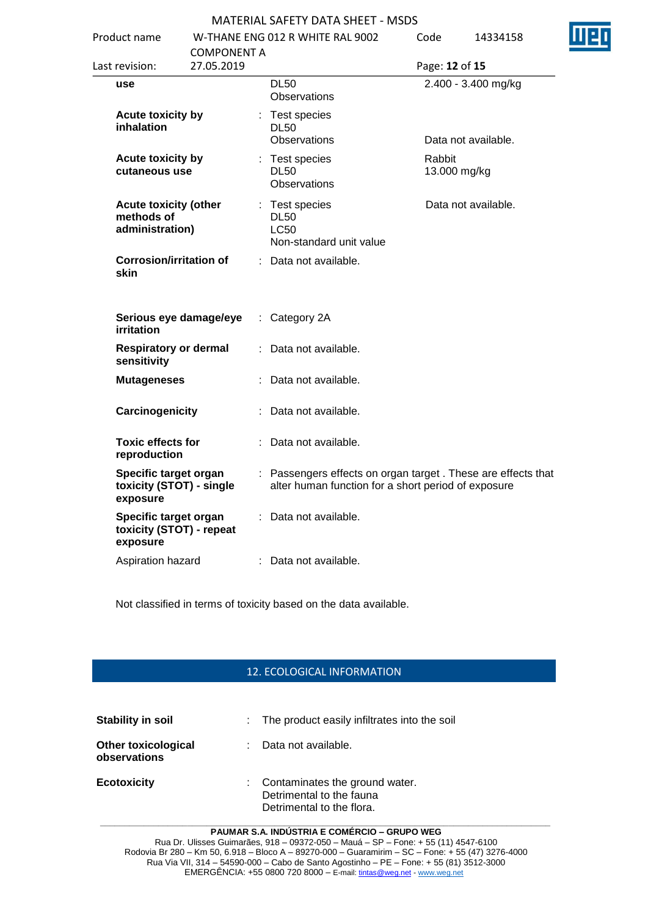| | | | |
|---|---|---|---|
| **use** | | DL50<br>Observations | 2.400 - 3.400 mg/kg |
| **Acute toxicity by inhalation** | : | Test species<br>DL50<br>Observations | <br><br>Data not available. |
| **Acute toxicity by cutaneous use** | : | Test species<br>DL50<br>Observations | Rabbit<br>13.000 mg/kg |
| **Acute toxicity (other methods of administration)** | : | Test species<br>DL50<br>LC50<br>Non-standard unit value | Data not available. |
| **Corrosion/irritation of skin** | : | Data not available. | |
| **Serious eye damage/eye irritation** | : | Category 2A | |
| **Respiratory or dermal sensitivity** | : | Data not available. | |
| **Mutageneses** | : | Data not available. | |
| **Carcinogenicity** | : | Data not available. | |
| **Toxic effects for reproduction** | : | Data not available. | |
| **Specific target organ toxicity (STOT) - single exposure** | : | Passengers effects on organ target . These are effects that alter human function for a short period of exposure | |
| **Specific target organ toxicity (STOT) - repeat exposure** | : | Data not available. | |
| Aspiration hazard | : | Data not available. | |

Not classified in terms of toxicity based on the data available.

## 12. ECOLOGICAL INFORMATION

| | | |
|---|---|---|
| **Stability in soil** | : | The product easily infiltrates into the soil |
| **Other toxicological observations** | : | Data not available. |
| **Ecotoxicity** | : | Contaminates the ground water.<br>Detrimental to the fauna<br>Detrimental to the flora. |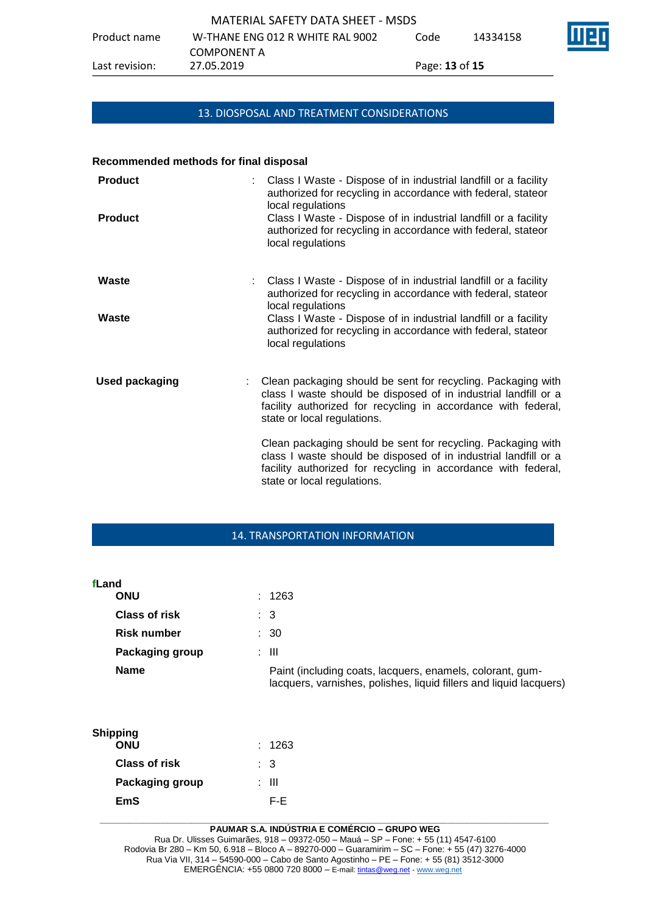## 13. DIOSPOSAL AND TREATMENT CONSIDERATIONS

**Recommended methods for final disposal**

| | | |
|---|---|---|
| **Product** | : | Class I Waste - Dispose of in industrial landfill or a facility authorized for recycling in accordance with federal, stateor local regulations |
| **Product** | | Class I Waste - Dispose of in industrial landfill or a facility authorized for recycling in accordance with federal, stateor local regulations |
| **Waste** | : | Class I Waste - Dispose of in industrial landfill or a facility authorized for recycling in accordance with federal, stateor local regulations |
| **Waste** | | Class I Waste - Dispose of in industrial landfill or a facility authorized for recycling in accordance with federal, stateor local regulations |
| **Used packaging** | : | Clean packaging should be sent for recycling. Packaging with class I waste should be disposed of in industrial landfill or a facility authorized for recycling in accordance with federal, state or local regulations.<br><br>Clean packaging should be sent for recycling. Packaging with class I waste should be disposed of in industrial landfill or a facility authorized for recycling in accordance with federal, state or local regulations. |

## 14. TRANSPORTATION INFORMATION

**fLand**

| | | |
|---|---|---|
| **ONU** | : | 1263 |
| **Class of risk** | : | 3 |
| **Risk number** | : | 30 |
| **Packaging group** | : | III |
| **Name** | | Paint (including coats, lacquers, enamels, colorant, gum-lacquers, varnishes, polishes, liquid fillers and liquid lacquers) |

**Shipping**

| | | |
|---|---|---|
| **ONU** | : | 1263 |
| **Class of risk** | : | 3 |
| **Packaging group** | : | III |
| **EmS** | | F-E |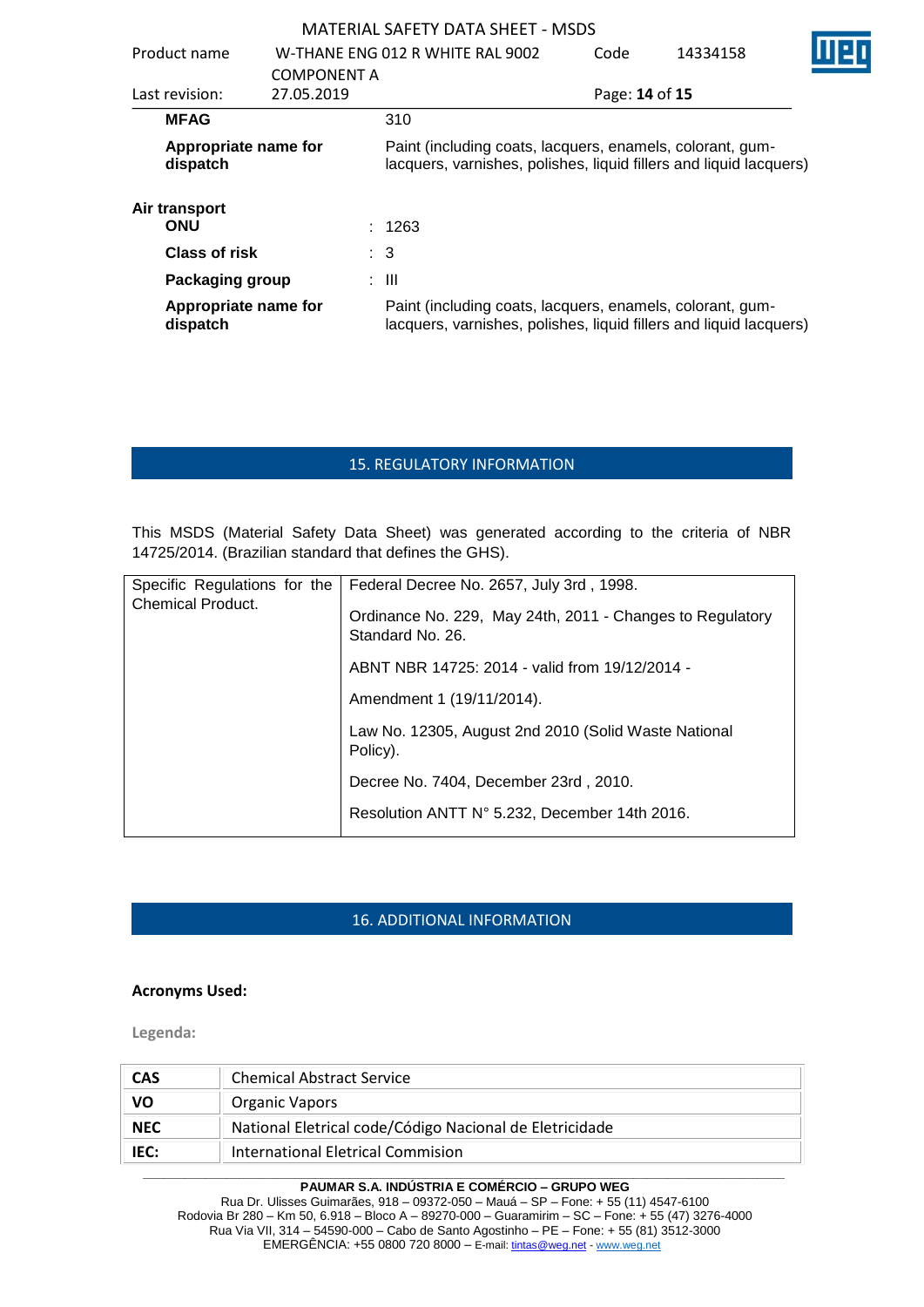| | | |
|---|---|---|
| **MFAG** | | 310 |
| **Appropriate name for dispatch** | | Paint (including coats, lacquers, enamels, colorant, gum-lacquers, varnishes, polishes, liquid fillers and liquid lacquers) |

**Air transport**

| | | |
|---|---|---|
| **ONU** | : | 1263 |
| **Class of risk** | : | 3 |
| **Packaging group** | : | III |
| **Appropriate name for dispatch** | | Paint (including coats, lacquers, enamels, colorant, gum-lacquers, varnishes, polishes, liquid fillers and liquid lacquers) |

## 15. REGULATORY INFORMATION

This MSDS (Material Safety Data Sheet) was generated according to the criteria of NBR 14725/2014. (Brazilian standard that defines the GHS).

| | |
|---|---|
| Specific Regulations for the Chemical Product. | Federal Decree No. 2657, July 3rd , 1998.<br><br>Ordinance No. 229, May 24th, 2011 - Changes to Regulatory Standard No. 26.<br><br>ABNT NBR 14725: 2014 - valid from 19/12/2014 -<br><br>Amendment 1 (19/11/2014).<br><br>Law No. 12305, August 2nd 2010 (Solid Waste National Policy).<br><br>Decree No. 7404, December 23rd , 2010.<br><br>Resolution ANTT N° 5.232, December 14th 2016. |

## 16. ADDITIONAL INFORMATION

**Acronyms Used:**

**Legenda:**

| | |
|---|---|
| **CAS** | Chemical Abstract Service |
| **VO** | Organic Vapors |
| **NEC** | National Eletrical code/Código Nacional de Eletricidade |
| **IEC:** | International Eletrical Commision |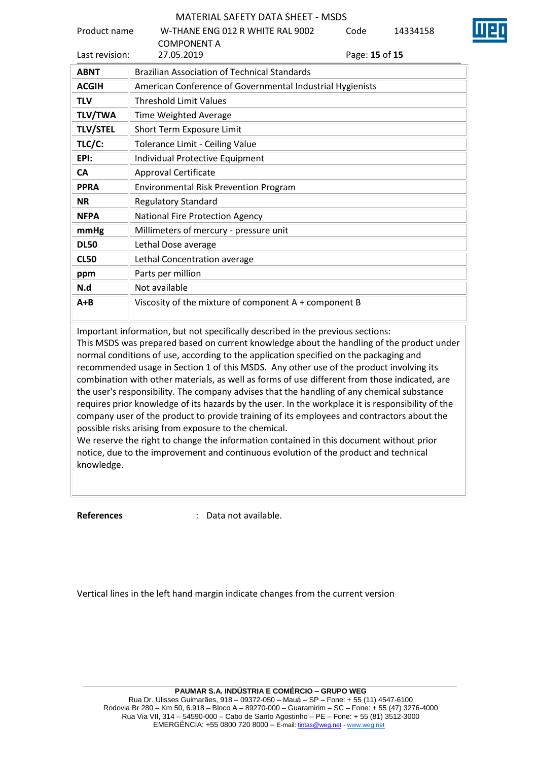| | |
|---|---|
| **ABNT** | Brazilian Association of Technical Standards |
| **ACGIH** | American Conference of Governmental Industrial Hygienists |
| **TLV** | Threshold Limit Values |
| **TLV/TWA** | Time Weighted Average |
| **TLV/STEL** | Short Term Exposure Limit |
| **TLC/C:** | Tolerance Limit - Ceiling Value |
| **EPI:** | Individual Protective Equipment |
| **CA** | Approval Certificate |
| **PPRA** | Environmental Risk Prevention Program |
| **NR** | Regulatory Standard |
| **NFPA** | National Fire Protection Agency |
| **mmHg** | Millimeters of mercury - pressure unit |
| **DL50** | Lethal Dose average |
| **CL50** | Lethal Concentration average |
| **ppm** | Parts per million |
| **N.d** | Not available |
| **A+B** | Viscosity of the mixture of component A + component B |

Important information, but not specifically described in the previous sections:
This MSDS was prepared based on current knowledge about the handling of the product under normal conditions of use, according to the application specified on the packaging and recommended usage in Section 1 of this MSDS. Any other use of the product involving its combination with other materials, as well as forms of use different from those indicated, are the user's responsibility. The company advises that the handling of any chemical substance requires prior knowledge of its hazards by the user. In the workplace it is responsibility of the company user of the product to provide training of its employees and contractors about the possible risks arising from exposure to the chemical.
We reserve the right to change the information contained in this document without prior notice, due to the improvement and continuous evolution of the product and technical knowledge.

**References** : Data not available.

Vertical lines in the left hand margin indicate changes from the current version

**PAUMAR S.A. INDÚSTRIA E COMÉRCIO – GRUPO WEG**
Rua Dr. Ulisses Guimarães, 918 – 09372-050 – Mauá – SP – Fone: + 55 (11) 4547-6100
Rodovia Br 280 – Km 50, 6.918 – Bloco A – 89270-000 – Guaramirim – SC – Fone: + 55 (47) 3276-4000
Rua Via VII, 314 – 54590-000 – Cabo de Santo Agostinho – PE – Fone: + 55 (81) 3512-3000
EMERGÊNCIA: +55 0800 720 8000 – E-mail: tintas@weg.net - www.weg.net